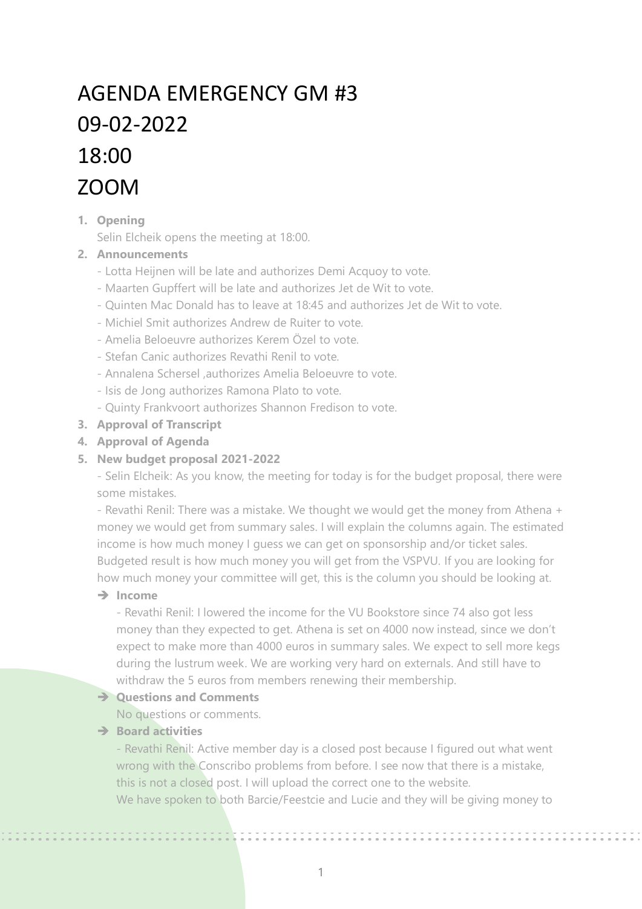# AGENDA EMERGENCY GM #3
# 09-02-2022
# 18:00
# ZOOM

1. **Opening**
   Selin Elcheik opens the meeting at 18:00.
2. **Announcements**
   - Lotta Heijnen will be late and authorizes Demi Acquoy to vote.
   - Maarten Gupffert will be late and authorizes Jet de Wit to vote.
   - Quinten Mac Donald has to leave at 18:45 and authorizes Jet de Wit to vote.
   - Michiel Smit authorizes Andrew de Ruiter to vote.
   - Amelia Beloeuvre authorizes Kerem Özel to vote.
   - Stefan Canic authorizes Revathi Renil to vote.
   - Annalena Schersel ,authorizes Amelia Beloeuvre to vote.
   - Isis de Jong authorizes Ramona Plato to vote.
   - Quinty Frankvoort authorizes Shannon Fredison to vote.
3. **Approval of Transcript**
4. **Approval of Agenda**
5. **New budget proposal 2021-2022**
   - Selin Elcheik: As you know, the meeting for today is for the budget proposal, there were some mistakes.
   - Revathi Renil: There was a mistake. We thought we would get the money from Athena + money we would get from summary sales. I will explain the columns again. The estimated income is how much money I guess we can get on sponsorship and/or ticket sales. Budgeted result is how much money you will get from the VSPVU. If you are looking for how much money your committee will get, this is the column you should be looking at.

   ➔ **Income**

   - Revathi Renil: I lowered the income for the VU Bookstore since 74 also got less money than they expected to get. Athena is set on 4000 now instead, since we don't expect to make more than 4000 euros in summary sales. We expect to sell more kegs during the lustrum week. We are working very hard on externals. And still have to withdraw the 5 euros from members renewing their membership.

   ➔ **Questions and Comments**

   No questions or comments.

   ➔ **Board activities**

   - Revathi Renil: Active member day is a closed post because I figured out what went wrong with the Conscribo problems from before. I see now that there is a mistake, this is not a closed post. I will upload the correct one to the website.
   We have spoken to both Barcie/Feestcie and Lucie and they will be giving money to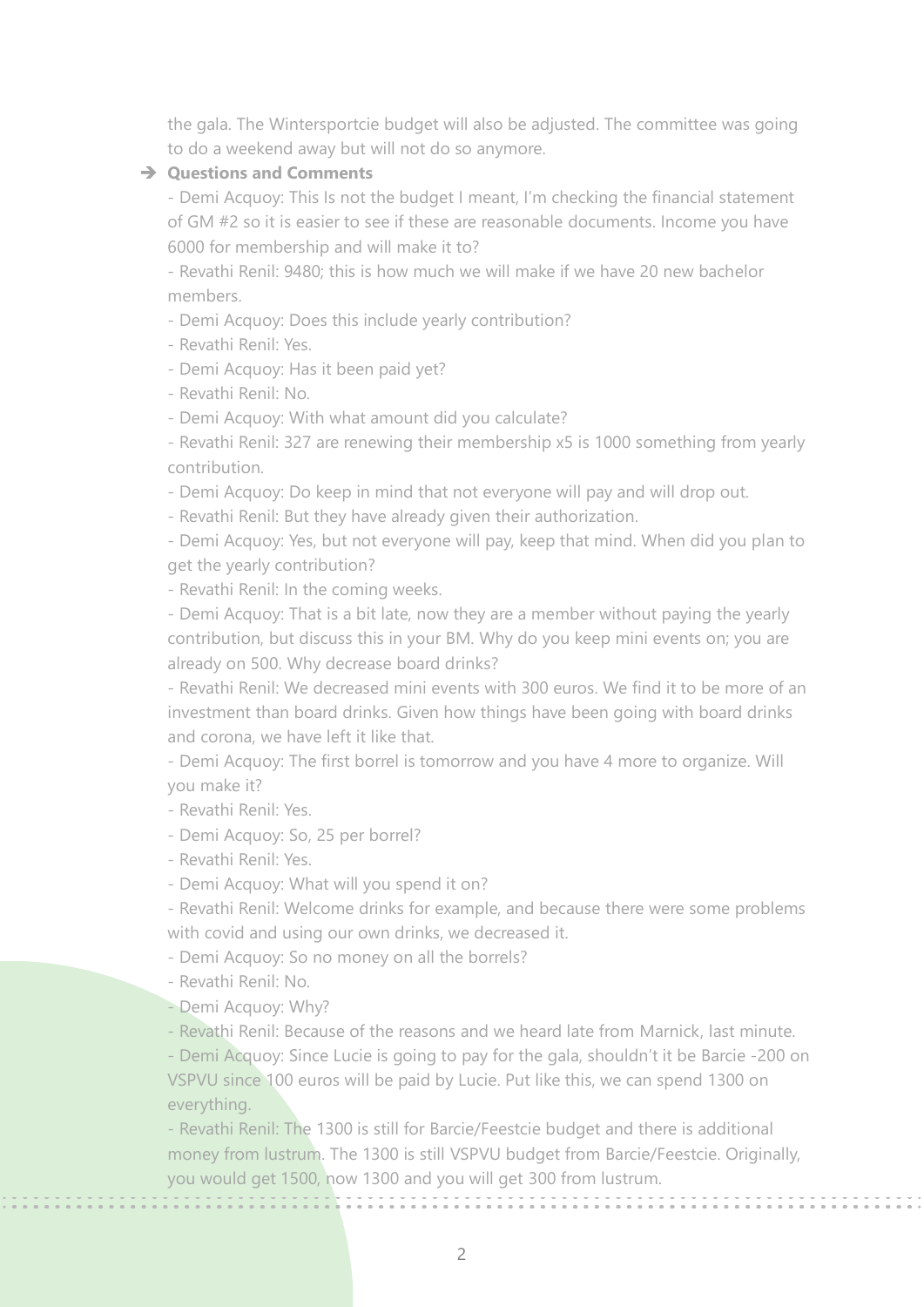the gala. The Wintersportcie budget will also be adjusted. The committee was going to do a weekend away but will not do so anymore.

➔ **Questions and Comments**

- Demi Acquoy: This Is not the budget I meant, I'm checking the financial statement of GM #2 so it is easier to see if these are reasonable documents. Income you have 6000 for membership and will make it to?
- Revathi Renil: 9480; this is how much we will make if we have 20 new bachelor members.
- Demi Acquoy: Does this include yearly contribution?
- Revathi Renil: Yes.
- Demi Acquoy: Has it been paid yet?
- Revathi Renil: No.
- Demi Acquoy: With what amount did you calculate?
- Revathi Renil: 327 are renewing their membership x5 is 1000 something from yearly contribution.
- Demi Acquoy: Do keep in mind that not everyone will pay and will drop out.
- Revathi Renil: But they have already given their authorization.
- Demi Acquoy: Yes, but not everyone will pay, keep that mind. When did you plan to get the yearly contribution?
- Revathi Renil: In the coming weeks.
- Demi Acquoy: That is a bit late, now they are a member without paying the yearly contribution, but discuss this in your BM. Why do you keep mini events on; you are already on 500. Why decrease board drinks?
- Revathi Renil: We decreased mini events with 300 euros. We find it to be more of an investment than board drinks. Given how things have been going with board drinks and corona, we have left it like that.
- Demi Acquoy: The first borrel is tomorrow and you have 4 more to organize. Will you make it?
- Revathi Renil: Yes.
- Demi Acquoy: So, 25 per borrel?
- Revathi Renil: Yes.
- Demi Acquoy: What will you spend it on?
- Revathi Renil: Welcome drinks for example, and because there were some problems with covid and using our own drinks, we decreased it.
- Demi Acquoy: So no money on all the borrels?
- Revathi Renil: No.
- Demi Acquoy: Why?
- Revathi Renil: Because of the reasons and we heard late from Marnick, last minute.
- Demi Acquoy: Since Lucie is going to pay for the gala, shouldn't it be Barcie -200 on VSPVU since 100 euros will be paid by Lucie. Put like this, we can spend 1300 on everything.
- Revathi Renil: The 1300 is still for Barcie/Feestcie budget and there is additional money from lustrum. The 1300 is still VSPVU budget from Barcie/Feestcie. Originally, you would get 1500, now 1300 and you will get 300 from lustrum.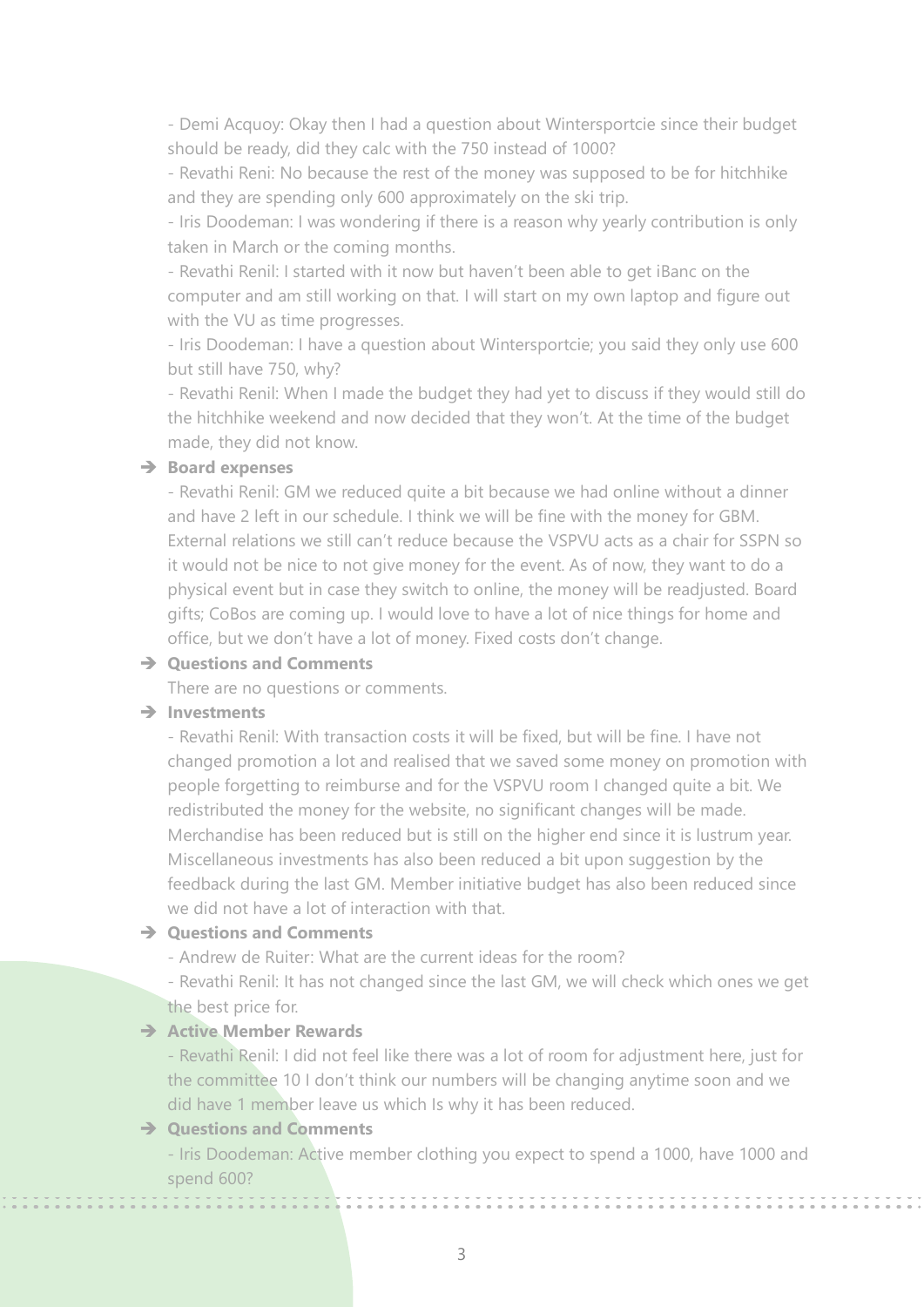- Demi Acquoy: Okay then I had a question about Wintersportcie since their budget should be ready, did they calc with the 750 instead of 1000?

- Revathi Reni: No because the rest of the money was supposed to be for hitchhike and they are spending only 600 approximately on the ski trip.

- Iris Doodeman: I was wondering if there is a reason why yearly contribution is only taken in March or the coming months.

- Revathi Renil: I started with it now but haven't been able to get iBanc on the computer and am still working on that. I will start on my own laptop and figure out with the VU as time progresses.

- Iris Doodeman: I have a question about Wintersportcie; you said they only use 600 but still have 750, why?

- Revathi Renil: When I made the budget they had yet to discuss if they would still do the hitchhike weekend and now decided that they won't. At the time of the budget made, they did not know.

➔ **Board expenses**

- Revathi Renil: GM we reduced quite a bit because we had online without a dinner and have 2 left in our schedule. I think we will be fine with the money for GBM. External relations we still can't reduce because the VSPVU acts as a chair for SSPN so it would not be nice to not give money for the event. As of now, they want to do a physical event but in case they switch to online, the money will be readjusted. Board gifts; CoBos are coming up. I would love to have a lot of nice things for home and office, but we don't have a lot of money. Fixed costs don't change.

➔ **Questions and Comments**

There are no questions or comments.

➔ **Investments**

- Revathi Renil: With transaction costs it will be fixed, but will be fine. I have not changed promotion a lot and realised that we saved some money on promotion with people forgetting to reimburse and for the VSPVU room I changed quite a bit. We redistributed the money for the website, no significant changes will be made. Merchandise has been reduced but is still on the higher end since it is lustrum year. Miscellaneous investments has also been reduced a bit upon suggestion by the feedback during the last GM. Member initiative budget has also been reduced since we did not have a lot of interaction with that.

➔ **Questions and Comments**

- Andrew de Ruiter: What are the current ideas for the room?

- Revathi Renil: It has not changed since the last GM, we will check which ones we get the best price for.

➔ **Active Member Rewards**

- Revathi Renil: I did not feel like there was a lot of room for adjustment here, just for the committee 10 I don't think our numbers will be changing anytime soon and we did have 1 member leave us which Is why it has been reduced.

➔ **Questions and Comments**

- Iris Doodeman: Active member clothing you expect to spend a 1000, have 1000 and spend 600?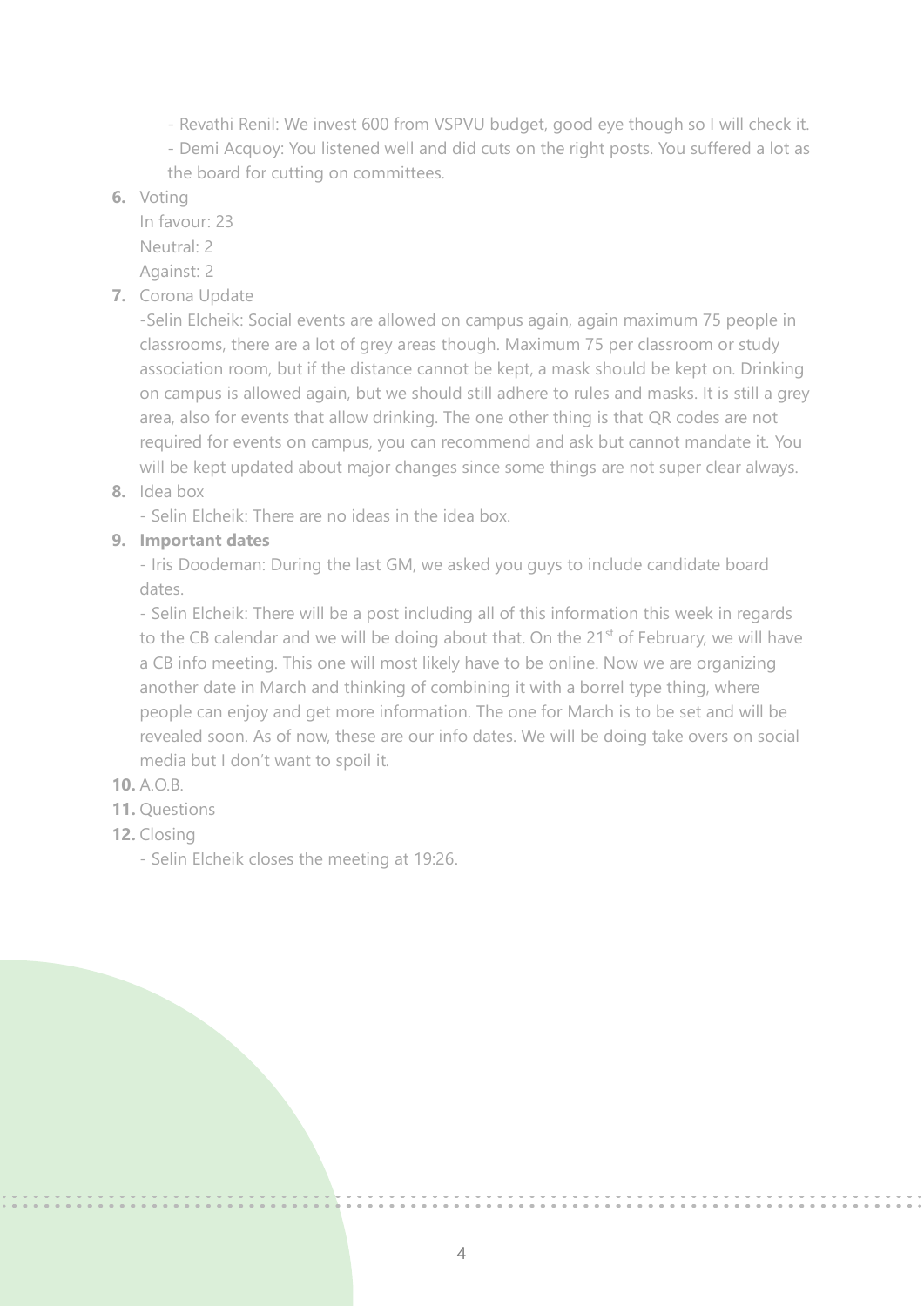- Revathi Renil: We invest 600 from VSPVU budget, good eye though so I will check it.
- Demi Acquoy: You listened well and did cuts on the right posts. You suffered a lot as the board for cutting on committees.

6. Voting
   In favour: 23
   Neutral: 2
   Against: 2
7. Corona Update
   -Selin Elcheik: Social events are allowed on campus again, again maximum 75 people in classrooms, there are a lot of grey areas though. Maximum 75 per classroom or study association room, but if the distance cannot be kept, a mask should be kept on. Drinking on campus is allowed again, but we should still adhere to rules and masks. It is still a grey area, also for events that allow drinking. The one other thing is that QR codes are not required for events on campus, you can recommend and ask but cannot mandate it. You will be kept updated about major changes since some things are not super clear always.
8. Idea box
   - Selin Elcheik: There are no ideas in the idea box.
9. **Important dates**
   - Iris Doodeman: During the last GM, we asked you guys to include candidate board dates.
   - Selin Elcheik: There will be a post including all of this information this week in regards to the CB calendar and we will be doing about that. On the 21st of February, we will have a CB info meeting. This one will most likely have to be online. Now we are organizing another date in March and thinking of combining it with a borrel type thing, where people can enjoy and get more information. The one for March is to be set and will be revealed soon. As of now, these are our info dates. We will be doing take overs on social media but I don't want to spoil it.
10. A.O.B.
11. Questions
12. Closing
    - Selin Elcheik closes the meeting at 19:26.